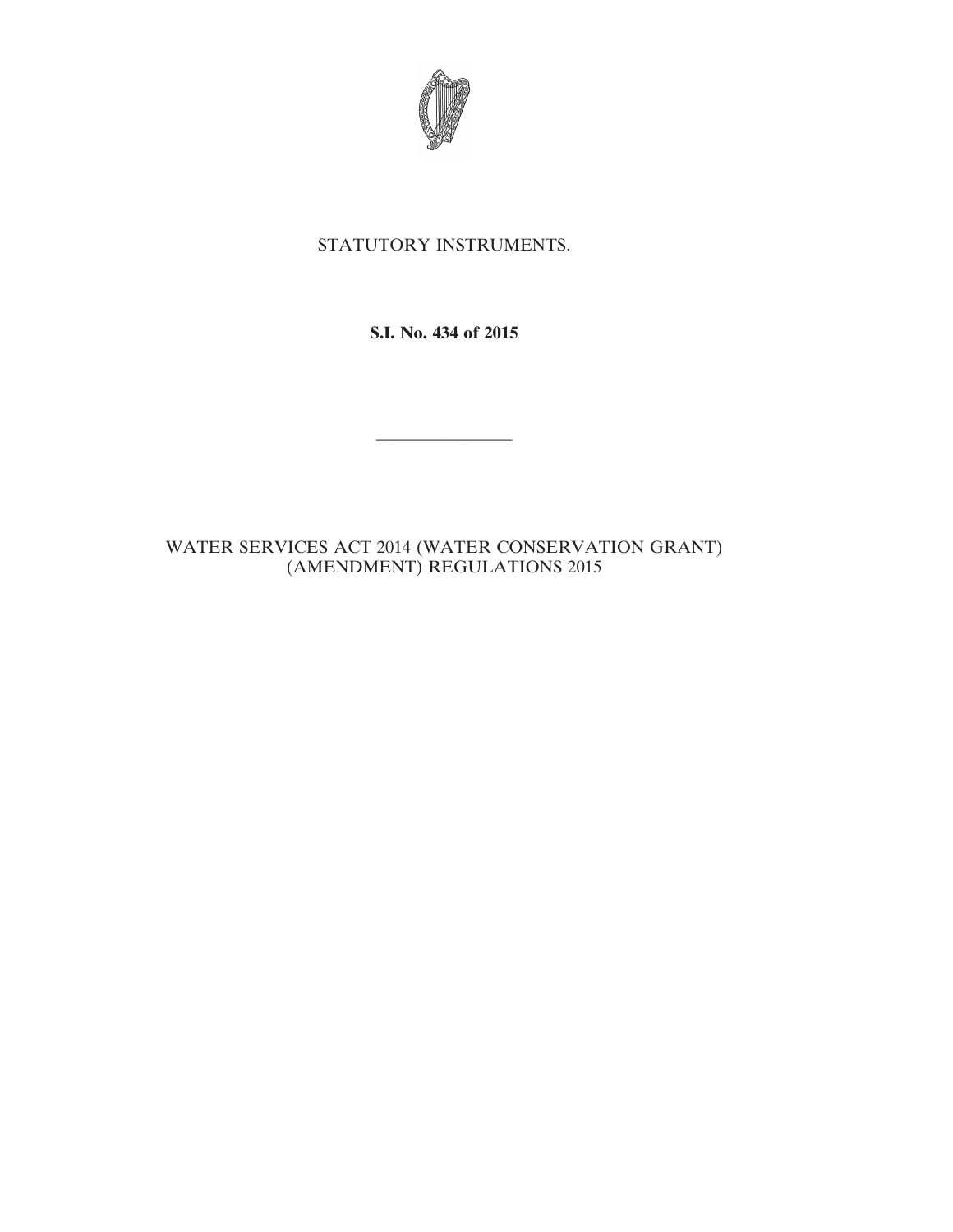STATUTORY INSTRUMENTS.

**S.I. No. 434 of 2015**

---

WATER SERVICES ACT 2014 (WATER CONSERVATION GRANT) (AMENDMENT) REGULATIONS 2015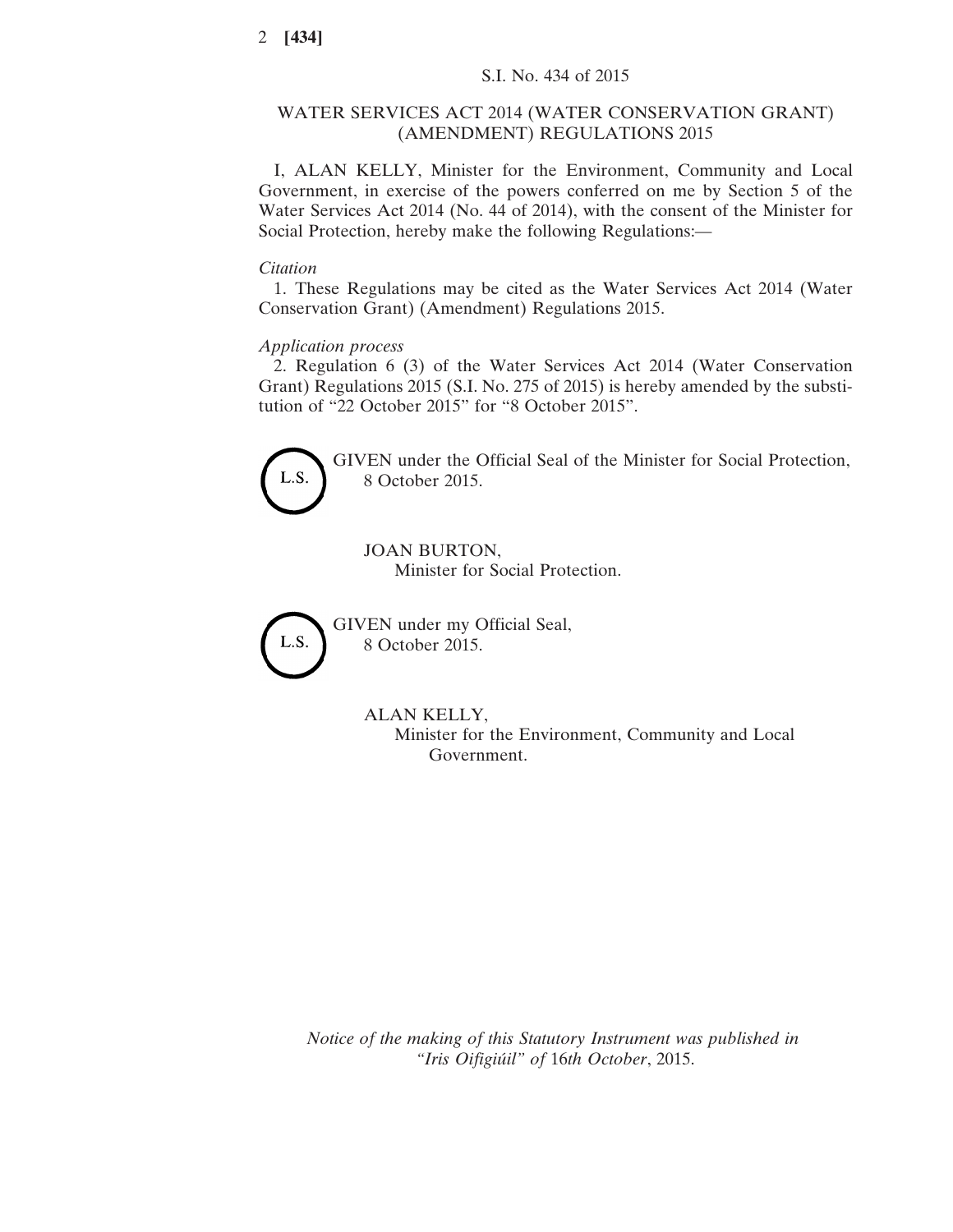S.I. No. 434 of 2015

# WATER SERVICES ACT 2014 (WATER CONSERVATION GRANT) (AMENDMENT) REGULATIONS 2015

I, ALAN KELLY, Minister for the Environment, Community and Local Government, in exercise of the powers conferred on me by Section 5 of the Water Services Act 2014 (No. 44 of 2014), with the consent of the Minister for Social Protection, hereby make the following Regulations:—

*Citation*

1. These Regulations may be cited as the Water Services Act 2014 (Water Conservation Grant) (Amendment) Regulations 2015.

*Application process*

2. Regulation 6 (3) of the Water Services Act 2014 (Water Conservation Grant) Regulations 2015 (S.I. No. 275 of 2015) is hereby amended by the substitution of "22 October 2015" for "8 October 2015".

L.S.

GIVEN under the Official Seal of the Minister for Social Protection,
8 October 2015.

JOAN BURTON,
Minister for Social Protection.

L.S.

GIVEN under my Official Seal,
8 October 2015.

ALAN KELLY,
Minister for the Environment, Community and Local Government.

*Notice of the making of this Statutory Instrument was published in "Iris Oifigiúil" of* 16*th October*, 2015.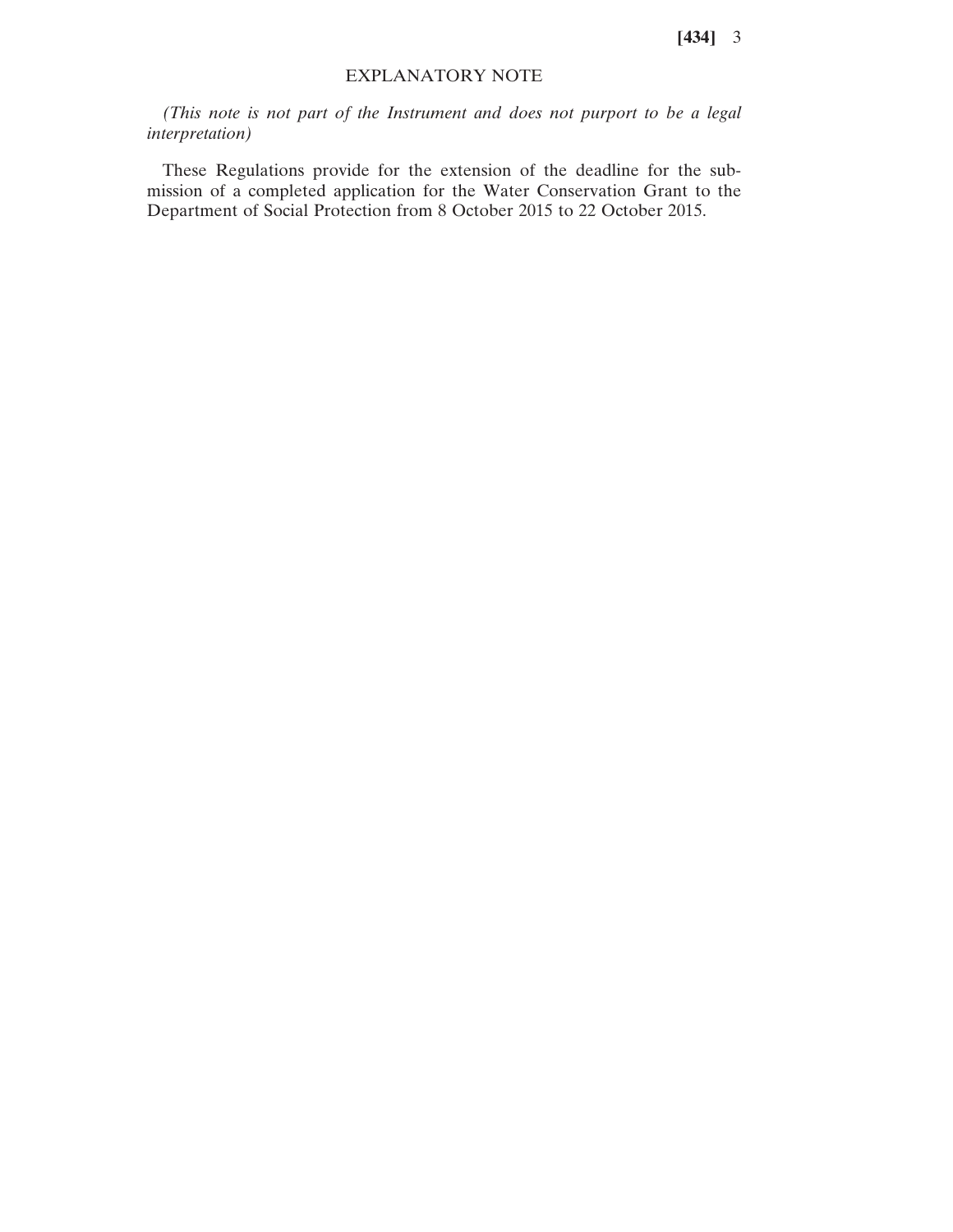## EXPLANATORY NOTE

*(This note is not part of the Instrument and does not purport to be a legal interpretation)*

These Regulations provide for the extension of the deadline for the submission of a completed application for the Water Conservation Grant to the Department of Social Protection from 8 October 2015 to 22 October 2015.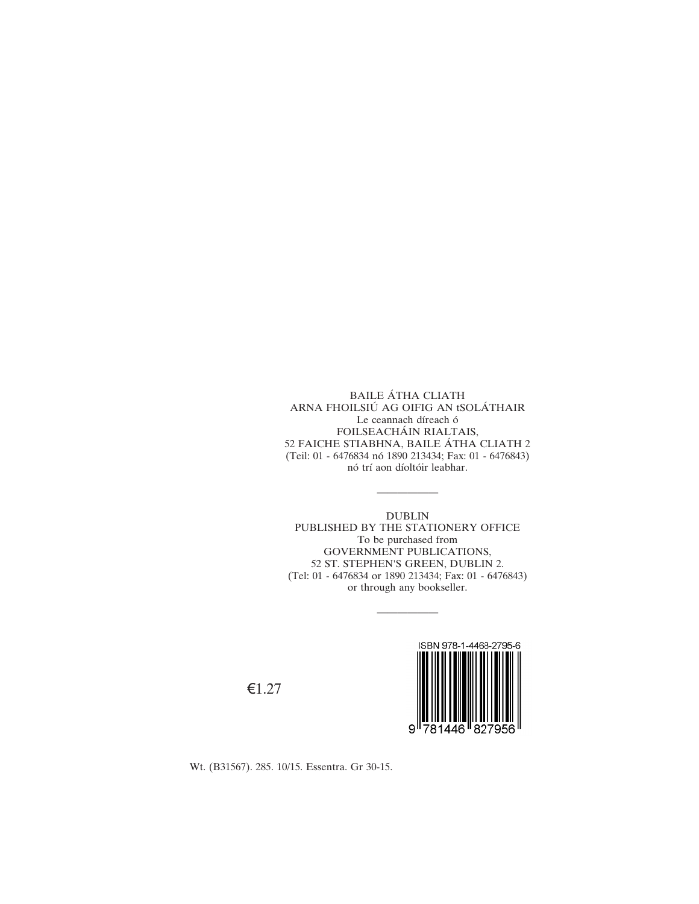BAILE ÁTHA CLIATH
ARNA FHOILSIÚ AG OIFIG AN tSOLÁTHAIR
Le ceannach díreach ó
FOILSEACHÁIN RIALTAIS,
52 FAICHE STIABHNA, BAILE ÁTHA CLIATH 2
(Teil: 01 - 6476834 nó 1890 213434; Fax: 01 - 6476843)
nó trí aon díoltóir leabhar.

---

DUBLIN
PUBLISHED BY THE STATIONERY OFFICE
To be purchased from
GOVERNMENT PUBLICATIONS,
52 ST. STEPHEN'S GREEN, DUBLIN 2.
(Tel: 01 - 6476834 or 1890 213434; Fax: 01 - 6476843)
or through any bookseller.

---

€1.27

ISBN 978-1-4468-2795-6

9 781446 827956

Wt. (B31567). 285. 10/15. Essentra. Gr 30-15.